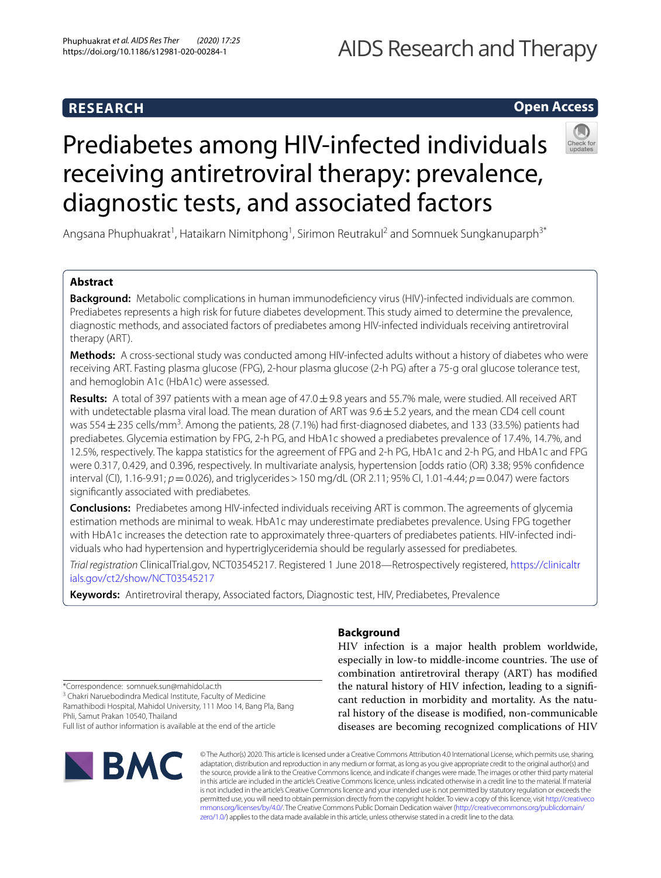**RESEARCH** **Open Access**

# Prediabetes among HIV-infected individuals receiving antiretroviral therapy: prevalence, diagnostic tests, and associated factors

Angsana Phuphuakrat[1], Hataikarn Nimitphong[1], Sirimon Reutrakul[2] and Somnuek Sungkanuparph[3*]

## Abstract

**Background:** Metabolic complications in human immunodeficiency virus (HIV)-infected individuals are common. Prediabetes represents a high risk for future diabetes development. This study aimed to determine the prevalence, diagnostic methods, and associated factors of prediabetes among HIV-infected individuals receiving antiretroviral therapy (ART).

**Methods:** A cross-sectional study was conducted among HIV-infected adults without a history of diabetes who were receiving ART. Fasting plasma glucose (FPG), 2-hour plasma glucose (2-h PG) after a 75-g oral glucose tolerance test, and hemoglobin A1c (HbA1c) were assessed.

**Results:** A total of 397 patients with a mean age of 47.0 ± 9.8 years and 55.7% male, were studied. All received ART with undetectable plasma viral load. The mean duration of ART was 9.6 ± 5.2 years, and the mean CD4 cell count was 554 ± 235 cells/mm$^3$. Among the patients, 28 (7.1%) had first-diagnosed diabetes, and 133 (33.5%) patients had prediabetes. Glycemia estimation by FPG, 2-h PG, and HbA1c showed a prediabetes prevalence of 17.4%, 14.7%, and 12.5%, respectively. The kappa statistics for the agreement of FPG and 2-h PG, HbA1c and 2-h PG, and HbA1c and FPG were 0.317, 0.429, and 0.396, respectively. In multivariate analysis, hypertension [odds ratio (OR) 3.38; 95% confidence interval (CI), 1.16-9.91; $p = 0.026$), and triglycerides > 150 mg/dL (OR 2.11; 95% CI, 1.01-4.44; $p = 0.047$) were factors significantly associated with prediabetes.

**Conclusions:** Prediabetes among HIV-infected individuals receiving ART is common. The agreements of glycemia estimation methods are minimal to weak. HbA1c may underestimate prediabetes prevalence. Using FPG together with HbA1c increases the detection rate to approximately three-quarters of prediabetes patients. HIV-infected individuals who had hypertension and hypertriglyceridemia should be regularly assessed for prediabetes.

*Trial registration* ClinicalTrial.gov, NCT03545217. Registered 1 June 2018—Retrospectively registered, https://clinicaltrials.gov/ct2/show/NCT03545217

**Keywords:** Antiretroviral therapy, Associated factors, Diagnostic test, HIV, Prediabetes, Prevalence

## Background

HIV infection is a major health problem worldwide, especially in low-to middle-income countries. The use of combination antiretroviral therapy (ART) has modified the natural history of HIV infection, leading to a significant reduction in morbidity and mortality. As the natural history of the disease is modified, non-communicable diseases are becoming recognized complications of HIV

*Correspondence: somnuek.sun@mahidol.ac.th
[3] Chakri Naruebodindra Medical Institute, Faculty of Medicine Ramathibodi Hospital, Mahidol University, 111 Moo 14, Bang Pla, Bang Phli, Samut Prakan 10540, Thailand
Full list of author information is available at the end of the article

© The Author(s) 2020. This article is licensed under a Creative Commons Attribution 4.0 International License, which permits use, sharing, adaptation, distribution and reproduction in any medium or format, as long as you give appropriate credit to the original author(s) and the source, provide a link to the Creative Commons licence, and indicate if changes were made. The images or other third party material in this article are included in the article's Creative Commons licence, unless indicated otherwise in a credit line to the material. If material is not included in the article's Creative Commons licence and your intended use is not permitted by statutory regulation or exceeds the permitted use, you will need to obtain permission directly from the copyright holder. To view a copy of this licence, visit http://creativecommons.org/licenses/by/4.0/. The Creative Commons Public Domain Dedication waiver (http://creativecommons.org/publicdomain/zero/1.0/) applies to the data made available in this article, unless otherwise stated in a credit line to the data.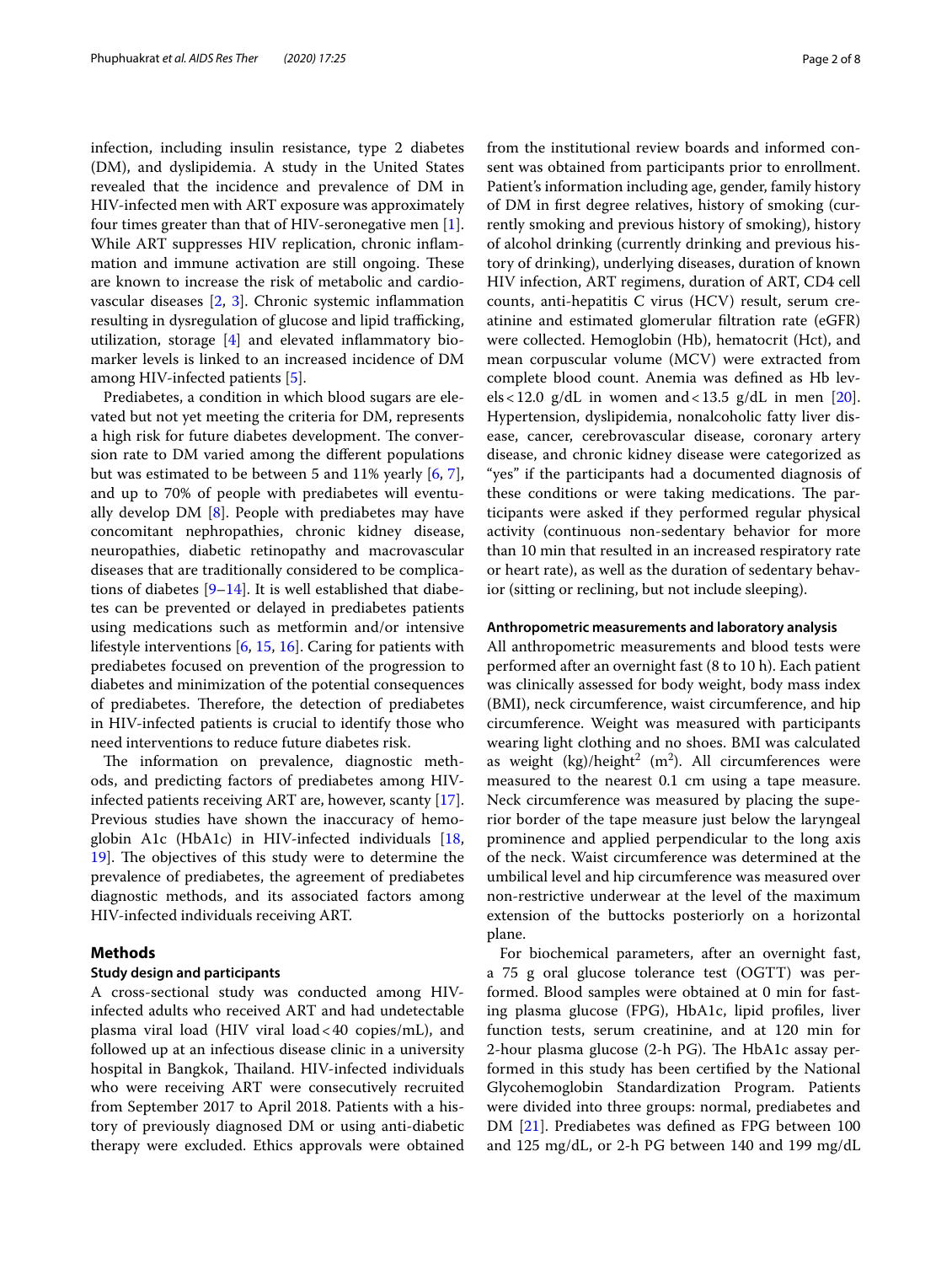infection, including insulin resistance, type 2 diabetes (DM), and dyslipidemia. A study in the United States revealed that the incidence and prevalence of DM in HIV-infected men with ART exposure was approximately four times greater than that of HIV-seronegative men [1]. While ART suppresses HIV replication, chronic inflammation and immune activation are still ongoing. These are known to increase the risk of metabolic and cardiovascular diseases [2, 3]. Chronic systemic inflammation resulting in dysregulation of glucose and lipid trafficking, utilization, storage [4] and elevated inflammatory biomarker levels is linked to an increased incidence of DM among HIV-infected patients [5].

Prediabetes, a condition in which blood sugars are elevated but not yet meeting the criteria for DM, represents a high risk for future diabetes development. The conversion rate to DM varied among the different populations but was estimated to be between 5 and 11% yearly [6, 7], and up to 70% of people with prediabetes will eventually develop DM [8]. People with prediabetes may have concomitant nephropathies, chronic kidney disease, neuropathies, diabetic retinopathy and macrovascular diseases that are traditionally considered to be complications of diabetes [9–14]. It is well established that diabetes can be prevented or delayed in prediabetes patients using medications such as metformin and/or intensive lifestyle interventions [6, 15, 16]. Caring for patients with prediabetes focused on prevention of the progression to diabetes and minimization of the potential consequences of prediabetes. Therefore, the detection of prediabetes in HIV-infected patients is crucial to identify those who need interventions to reduce future diabetes risk.

The information on prevalence, diagnostic methods, and predicting factors of prediabetes among HIV-infected patients receiving ART are, however, scanty [17]. Previous studies have shown the inaccuracy of hemoglobin A1c (HbA1c) in HIV-infected individuals [18, 19]. The objectives of this study were to determine the prevalence of prediabetes, the agreement of prediabetes diagnostic methods, and its associated factors among HIV-infected individuals receiving ART.

## Methods

### Study design and participants

A cross-sectional study was conducted among HIV-infected adults who received ART and had undetectable plasma viral load (HIV viral load < 40 copies/mL), and followed up at an infectious disease clinic in a university hospital in Bangkok, Thailand. HIV-infected individuals who were receiving ART were consecutively recruited from September 2017 to April 2018. Patients with a history of previously diagnosed DM or using anti-diabetic therapy were excluded. Ethics approvals were obtained from the institutional review boards and informed consent was obtained from participants prior to enrollment. Patient's information including age, gender, family history of DM in first degree relatives, history of smoking (currently smoking and previous history of smoking), history of alcohol drinking (currently drinking and previous history of drinking), underlying diseases, duration of known HIV infection, ART regimens, duration of ART, CD4 cell counts, anti-hepatitis C virus (HCV) result, serum creatinine and estimated glomerular filtration rate (eGFR) were collected. Hemoglobin (Hb), hematocrit (Hct), and mean corpuscular volume (MCV) were extracted from complete blood count. Anemia was defined as Hb levels < 12.0 g/dL in women and < 13.5 g/dL in men [20]. Hypertension, dyslipidemia, nonalcoholic fatty liver disease, cancer, cerebrovascular disease, coronary artery disease, and chronic kidney disease were categorized as "yes" if the participants had a documented diagnosis of these conditions or were taking medications. The participants were asked if they performed regular physical activity (continuous non-sedentary behavior for more than 10 min that resulted in an increased respiratory rate or heart rate), as well as the duration of sedentary behavior (sitting or reclining, but not include sleeping).

### Anthropometric measurements and laboratory analysis

All anthropometric measurements and blood tests were performed after an overnight fast (8 to 10 h). Each patient was clinically assessed for body weight, body mass index (BMI), neck circumference, waist circumference, and hip circumference. Weight was measured with participants wearing light clothing and no shoes. BMI was calculated as weight (kg)/height$^2$ (m$^2$). All circumferences were measured to the nearest 0.1 cm using a tape measure. Neck circumference was measured by placing the superior border of the tape measure just below the laryngeal prominence and applied perpendicular to the long axis of the neck. Waist circumference was determined at the umbilical level and hip circumference was measured over non-restrictive underwear at the level of the maximum extension of the buttocks posteriorly on a horizontal plane.

For biochemical parameters, after an overnight fast, a 75 g oral glucose tolerance test (OGTT) was performed. Blood samples were obtained at 0 min for fasting plasma glucose (FPG), HbA1c, lipid profiles, liver function tests, serum creatinine, and at 120 min for 2-hour plasma glucose (2-h PG). The HbA1c assay performed in this study has been certified by the National Glycohemoglobin Standardization Program. Patients were divided into three groups: normal, prediabetes and DM [21]. Prediabetes was defined as FPG between 100 and 125 mg/dL, or 2-h PG between 140 and 199 mg/dL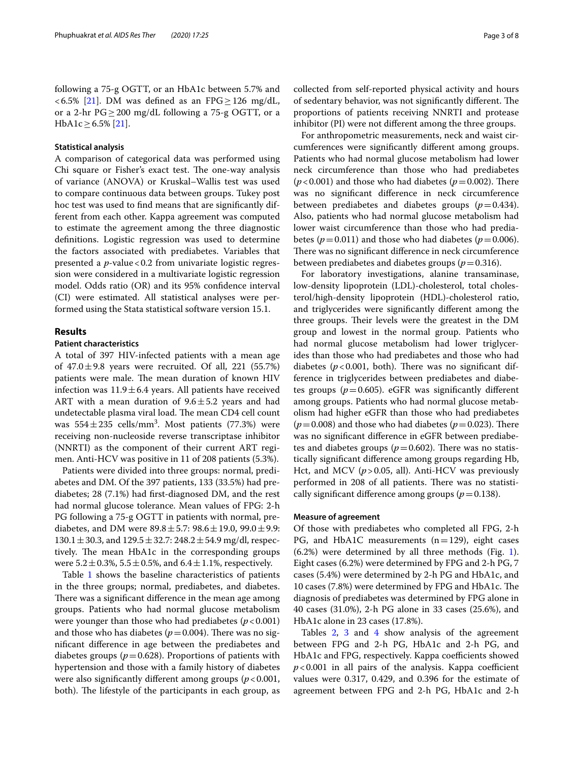following a 75-g OGTT, or an HbA1c between 5.7% and <6.5% [21]. DM was defined as an FPG ≥ 126 mg/dL, or a 2-hr PG ≥ 200 mg/dL following a 75-g OGTT, or a HbA1c ≥ 6.5% [21].

### Statistical analysis

A comparison of categorical data was performed using Chi square or Fisher's exact test. The one-way analysis of variance (ANOVA) or Kruskal–Wallis test was used to compare continuous data between groups. Tukey post hoc test was used to find means that are significantly different from each other. Kappa agreement was computed to estimate the agreement among the three diagnostic definitions. Logistic regression was used to determine the factors associated with prediabetes. Variables that presented a *p*-value < 0.2 from univariate logistic regression were considered in a multivariate logistic regression model. Odds ratio (OR) and its 95% confidence interval (CI) were estimated. All statistical analyses were performed using the Stata statistical software version 15.1.

## Results

### Patient characteristics

A total of 397 HIV-infected patients with a mean age of 47.0 ± 9.8 years were recruited. Of all, 221 (55.7%) patients were male. The mean duration of known HIV infection was 11.9 ± 6.4 years. All patients have received ART with a mean duration of 9.6 ± 5.2 years and had undetectable plasma viral load. The mean CD4 cell count was 554 ± 235 cells/mm$^3$. Most patients (77.3%) were receiving non-nucleoside reverse transcriptase inhibitor (NNRTI) as the component of their current ART regimen. Anti-HCV was positive in 11 of 208 patients (5.3%).

Patients were divided into three groups: normal, prediabetes and DM. Of the 397 patients, 133 (33.5%) had prediabetes; 28 (7.1%) had first-diagnosed DM, and the rest had normal glucose tolerance. Mean values of FPG: 2-h PG following a 75-g OGTT in patients with normal, prediabetes, and DM were 89.8 ± 5.7: 98.6 ± 19.0, 99.0 ± 9.9: 130.1 ± 30.3, and 129.5 ± 32.7: 248.2 ± 54.9 mg/dl, respectively. The mean HbA1c in the corresponding groups were 5.2 ± 0.3%, 5.5 ± 0.5%, and 6.4 ± 1.1%, respectively.

Table 1 shows the baseline characteristics of patients in the three groups; normal, prediabetes, and diabetes. There was a significant difference in the mean age among groups. Patients who had normal glucose metabolism were younger than those who had prediabetes ($p < 0.001$) and those who has diabetes ($p = 0.004$). There was no significant difference in age between the prediabetes and diabetes groups ($p = 0.628$). Proportions of patients with hypertension and those with a family history of diabetes were also significantly different among groups ($p < 0.001$, both). The lifestyle of the participants in each group, as collected from self-reported physical activity and hours of sedentary behavior, was not significantly different. The proportions of patients receiving NNRTI and protease inhibitor (PI) were not different among the three groups.

For anthropometric measurements, neck and waist circumferences were significantly different among groups. Patients who had normal glucose metabolism had lower neck circumference than those who had prediabetes ($p < 0.001$) and those who had diabetes ($p = 0.002$). There was no significant difference in neck circumference between prediabetes and diabetes groups ($p = 0.434$). Also, patients who had normal glucose metabolism had lower waist circumference than those who had prediabetes ($p = 0.011$) and those who had diabetes ($p = 0.006$). There was no significant difference in neck circumference between prediabetes and diabetes groups ($p = 0.316$).

For laboratory investigations, alanine transaminase, low-density lipoprotein (LDL)-cholesterol, total cholesterol/high-density lipoprotein (HDL)-cholesterol ratio, and triglycerides were significantly different among the three groups. Their levels were the greatest in the DM group and lowest in the normal group. Patients who had normal glucose metabolism had lower triglycerides than those who had prediabetes and those who had diabetes ($p < 0.001$, both). There was no significant difference in triglycerides between prediabetes and diabetes groups ($p = 0.605$). eGFR was significantly different among groups. Patients who had normal glucose metabolism had higher eGFR than those who had prediabetes ($p = 0.008$) and those who had diabetes ($p = 0.023$). There was no significant difference in eGFR between prediabetes and diabetes groups ($p = 0.602$). There was no statistically significant difference among groups regarding Hb, Hct, and MCV ($p > 0.05$, all). Anti-HCV was previously performed in 208 of all patients. There was no statistically significant difference among groups ($p = 0.138$).

### Measure of agreement

Of those with prediabetes who completed all FPG, 2-h PG, and HbA1C measurements (n = 129), eight cases (6.2%) were determined by all three methods (Fig. 1). Eight cases (6.2%) were determined by FPG and 2-h PG, 7 cases (5.4%) were determined by 2-h PG and HbA1c, and 10 cases (7.8%) were determined by FPG and HbA1c. The diagnosis of prediabetes was determined by FPG alone in 40 cases (31.0%), 2-h PG alone in 33 cases (25.6%), and HbA1c alone in 23 cases (17.8%).

Tables 2, 3 and 4 show analysis of the agreement between FPG and 2-h PG, HbA1c and 2-h PG, and HbA1c and FPG, respectively. Kappa coefficients showed $p < 0.001$ in all pairs of the analysis. Kappa coefficient values were 0.317, 0.429, and 0.396 for the estimate of agreement between FPG and 2-h PG, HbA1c and 2-h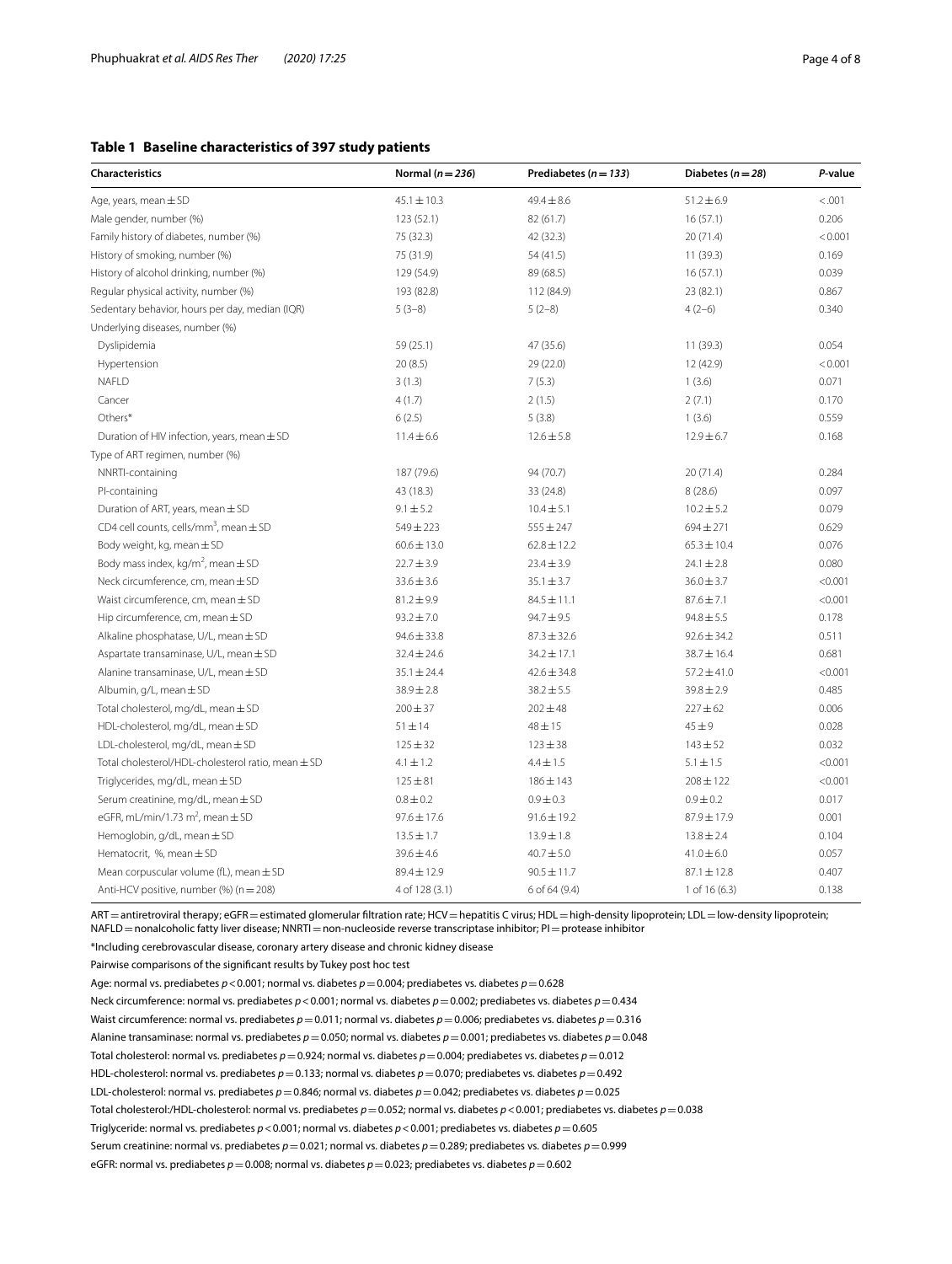**Table 1 Baseline characteristics of 397 study patients**

| Characteristics | Normal (*n* = *236*) | Prediabetes (*n* = *133*) | Diabetes (*n* = *28*) | *P*-value |
|---|---|---|---|---|
| Age, years, mean ± SD | 45.1 ± 10.3 | 49.4 ± 8.6 | 51.2 ± 6.9 | < .001 |
| Male gender, number (%) | 123 (52.1) | 82 (61.7) | 16 (57.1) | 0.206 |
| Family history of diabetes, number (%) | 75 (32.3) | 42 (32.3) | 20 (71.4) | < 0.001 |
| History of smoking, number (%) | 75 (31.9) | 54 (41.5) | 11 (39.3) | 0.169 |
| History of alcohol drinking, number (%) | 129 (54.9) | 89 (68.5) | 16 (57.1) | 0.039 |
| Regular physical activity, number (%) | 193 (82.8) | 112 (84.9) | 23 (82.1) | 0.867 |
| Sedentary behavior, hours per day, median (IQR) | 5 (3–8) | 5 (2–8) | 4 (2–6) | 0.340 |
| Underlying diseases, number (%) | | | | |
| Dyslipidemia | 59 (25.1) | 47 (35.6) | 11 (39.3) | 0.054 |
| Hypertension | 20 (8.5) | 29 (22.0) | 12 (42.9) | < 0.001 |
| NAFLD | 3 (1.3) | 7 (5.3) | 1 (3.6) | 0.071 |
| Cancer | 4 (1.7) | 2 (1.5) | 2 (7.1) | 0.170 |
| Others* | 6 (2.5) | 5 (3.8) | 1 (3.6) | 0.559 |
| Duration of HIV infection, years, mean ± SD | 11.4 ± 6.6 | 12.6 ± 5.8 | 12.9 ± 6.7 | 0.168 |
| Type of ART regimen, number (%) | | | | |
| NNRTI-containing | 187 (79.6) | 94 (70.7) | 20 (71.4) | 0.284 |
| PI-containing | 43 (18.3) | 33 (24.8) | 8 (28.6) | 0.097 |
| Duration of ART, years, mean ± SD | 9.1 ± 5.2 | 10.4 ± 5.1 | 10.2 ± 5.2 | 0.079 |
| CD4 cell counts, cells/mm$^3$, mean ± SD | 549 ± 223 | 555 ± 247 | 694 ± 271 | 0.629 |
| Body weight, kg, mean ± SD | 60.6 ± 13.0 | 62.8 ± 12.2 | 65.3 ± 10.4 | 0.076 |
| Body mass index, kg/m$^2$, mean ± SD | 22.7 ± 3.9 | 23.4 ± 3.9 | 24.1 ± 2.8 | 0.080 |
| Neck circumference, cm, mean ± SD | 33.6 ± 3.6 | 35.1 ± 3.7 | 36.0 ± 3.7 | <0.001 |
| Waist circumference, cm, mean ± SD | 81.2 ± 9.9 | 84.5 ± 11.1 | 87.6 ± 7.1 | <0.001 |
| Hip circumference, cm, mean ± SD | 93.2 ± 7.0 | 94.7 ± 9.5 | 94.8 ± 5.5 | 0.178 |
| Alkaline phosphatase, U/L, mean ± SD | 94.6 ± 33.8 | 87.3 ± 32.6 | 92.6 ± 34.2 | 0.511 |
| Aspartate transaminase, U/L, mean ± SD | 32.4 ± 24.6 | 34.2 ± 17.1 | 38.7 ± 16.4 | 0.681 |
| Alanine transaminase, U/L, mean ± SD | 35.1 ± 24.4 | 42.6 ± 34.8 | 57.2 ± 41.0 | <0.001 |
| Albumin, g/L, mean ± SD | 38.9 ± 2.8 | 38.2 ± 5.5 | 39.8 ± 2.9 | 0.485 |
| Total cholesterol, mg/dL, mean ± SD | 200 ± 37 | 202 ± 48 | 227 ± 62 | 0.006 |
| HDL-cholesterol, mg/dL, mean ± SD | 51 ± 14 | 48 ± 15 | 45 ± 9 | 0.028 |
| LDL-cholesterol, mg/dL, mean ± SD | 125 ± 32 | 123 ± 38 | 143 ± 52 | 0.032 |
| Total cholesterol/HDL-cholesterol ratio, mean ± SD | 4.1 ± 1.2 | 4.4 ± 1.5 | 5.1 ± 1.5 | <0.001 |
| Triglycerides, mg/dL, mean ± SD | 125 ± 81 | 186 ± 143 | 208 ± 122 | <0.001 |
| Serum creatinine, mg/dL, mean ± SD | 0.8 ± 0.2 | 0.9 ± 0.3 | 0.9 ± 0.2 | 0.017 |
| eGFR, mL/min/1.73 m$^2$, mean ± SD | 97.6 ± 17.6 | 91.6 ± 19.2 | 87.9 ± 17.9 | 0.001 |
| Hemoglobin, g/dL, mean ± SD | 13.5 ± 1.7 | 13.9 ± 1.8 | 13.8 ± 2.4 | 0.104 |
| Hematocrit, %, mean ± SD | 39.6 ± 4.6 | 40.7 ± 5.0 | 41.0 ± 6.0 | 0.057 |
| Mean corpuscular volume (fL), mean ± SD | 89.4 ± 12.9 | 90.5 ± 11.7 | 87.1 ± 12.8 | 0.407 |
| Anti-HCV positive, number (%) (n = 208) | 4 of 128 (3.1) | 6 of 64 (9.4) | 1 of 16 (6.3) | 0.138 |

ART = antiretroviral therapy; eGFR = estimated glomerular filtration rate; HCV = hepatitis C virus; HDL = high-density lipoprotein; LDL = low-density lipoprotein; NAFLD = nonalcoholic fatty liver disease; NNRTI = non-nucleoside reverse transcriptase inhibitor; PI = protease inhibitor

*Including cerebrovascular disease, coronary artery disease and chronic kidney disease

Pairwise comparisons of the significant results by Tukey post hoc test

Age: normal vs. prediabetes $p < 0.001$; normal vs. diabetes $p = 0.004$; prediabetes vs. diabetes $p = 0.628$

Neck circumference: normal vs. prediabetes $p < 0.001$; normal vs. diabetes $p = 0.002$; prediabetes vs. diabetes $p = 0.434$

Waist circumference: normal vs. prediabetes $p = 0.011$; normal vs. diabetes $p = 0.006$; prediabetes vs. diabetes $p = 0.316$

Alanine transaminase: normal vs. prediabetes $p = 0.050$; normal vs. diabetes $p = 0.001$; prediabetes vs. diabetes $p = 0.048$

Total cholesterol: normal vs. prediabetes $p = 0.924$; normal vs. diabetes $p = 0.004$; prediabetes vs. diabetes $p = 0.012$

HDL-cholesterol: normal vs. prediabetes $p = 0.133$; normal vs. diabetes $p = 0.070$; prediabetes vs. diabetes $p = 0.492$

LDL-cholesterol: normal vs. prediabetes $p = 0.846$; normal vs. diabetes $p = 0.042$; prediabetes vs. diabetes $p = 0.025$

Total cholesterol:/HDL-cholesterol: normal vs. prediabetes $p = 0.052$; normal vs. diabetes $p < 0.001$; prediabetes vs. diabetes $p = 0.038$

Triglyceride: normal vs. prediabetes $p < 0.001$; normal vs. diabetes $p < 0.001$; prediabetes vs. diabetes $p = 0.605$

Serum creatinine: normal vs. prediabetes $p = 0.021$; normal vs. diabetes $p = 0.289$; prediabetes vs. diabetes $p = 0.999$

eGFR: normal vs. prediabetes $p = 0.008$; normal vs. diabetes $p = 0.023$; prediabetes vs. diabetes $p = 0.602$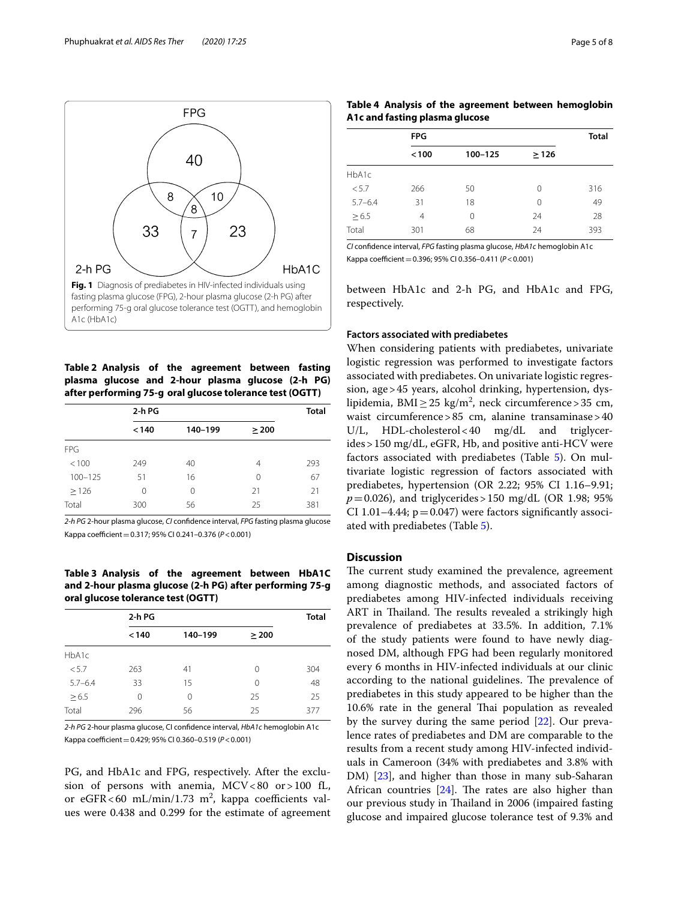Fig. 1 Diagnosis of prediabetes in HIV-infected individuals using fasting plasma glucose (FPG), 2-hour plasma glucose (2-h PG) after performing 75-g oral glucose tolerance test (OGTT), and hemoglobin A1c (HbA1c)

**Table 2 Analysis of the agreement between fasting plasma glucose and 2-hour plasma glucose (2-h PG) after performing 75-g oral glucose tolerance test (OGTT)**

| | 2-h PG | | | Total |
|---|---|---|---|---|
| | < 140 | 140–199 | ≥ 200 | |
| FPG | | | | |
| < 100 | 249 | 40 | 4 | 293 |
| 100–125 | 51 | 16 | 0 | 67 |
| ≥ 126 | 0 | 0 | 21 | 21 |
| Total | 300 | 56 | 25 | 381 |

*2-h PG* 2-hour plasma glucose, *CI* confidence interval, *FPG* fasting plasma glucose

Kappa coefficient = 0.317; 95% CI 0.241–0.376 ($P < 0.001$)

**Table 3 Analysis of the agreement between HbA1C and 2-hour plasma glucose (2-h PG) after performing 75-g oral glucose tolerance test (OGTT)**

| | 2-h PG | | | Total |
|---|---|---|---|---|
| | < 140 | 140–199 | ≥ 200 | |
| HbA1c | | | | |
| < 5.7 | 263 | 41 | 0 | 304 |
| 5.7–6.4 | 33 | 15 | 0 | 48 |
| ≥ 6.5 | 0 | 0 | 25 | 25 |
| Total | 296 | 56 | 25 | 377 |

*2-h PG* 2-hour plasma glucose, CI confidence interval, *HbA1c* hemoglobin A1c

Kappa coefficient = 0.429; 95% CI 0.360–0.519 ($P < 0.001$)

PG, and HbA1c and FPG, respectively. After the exclusion of persons with anemia, MCV < 80 or > 100 fL, or eGFR < 60 mL/min/1.73 $m^2$, kappa coefficients values were 0.438 and 0.299 for the estimate of agreement between HbA1c and 2-h PG, and HbA1c and FPG, respectively.

**Table 4 Analysis of the agreement between hemoglobin A1c and fasting plasma glucose**

| | FPG | | | Total |
|---|---|---|---|---|
| | < 100 | 100–125 | ≥ 126 | |
| HbA1c | | | | |
| < 5.7 | 266 | 50 | 0 | 316 |
| 5.7–6.4 | 31 | 18 | 0 | 49 |
| ≥ 6.5 | 4 | 0 | 24 | 28 |
| Total | 301 | 68 | 24 | 393 |

*CI* confidence interval, *FPG* fasting plasma glucose, *HbA1c* hemoglobin A1c

Kappa coefficient = 0.396; 95% CI 0.356–0.411 ($P < 0.001$)

### Factors associated with prediabetes

When considering patients with prediabetes, univariate logistic regression was performed to investigate factors associated with prediabetes. On univariate logistic regression, age > 45 years, alcohol drinking, hypertension, dyslipidemia, BMI ≥ 25 kg/$m^2$, neck circumference > 35 cm, waist circumference > 85 cm, alanine transaminase > 40 U/L, HDL-cholesterol < 40 mg/dL and triglycerides > 150 mg/dL, eGFR, Hb, and positive anti-HCV were factors associated with prediabetes (Table 5). On multivariate logistic regression of factors associated with prediabetes, hypertension (OR 2.22; 95% CI 1.16–9.91; $p = 0.026$), and triglycerides > 150 mg/dL (OR 1.98; 95% CI 1.01–4.44; $p = 0.047$) were factors significantly associated with prediabetes (Table 5).

## Discussion

The current study examined the prevalence, agreement among diagnostic methods, and associated factors of prediabetes among HIV-infected individuals receiving ART in Thailand. The results revealed a strikingly high prevalence of prediabetes at 33.5%. In addition, 7.1% of the study patients were found to have newly diagnosed DM, although FPG had been regularly monitored every 6 months in HIV-infected individuals at our clinic according to the national guidelines. The prevalence of prediabetes in this study appeared to be higher than the 10.6% rate in the general Thai population as revealed by the survey during the same period [22]. Our prevalence rates of prediabetes and DM are comparable to the results from a recent study among HIV-infected individuals in Cameroon (34% with prediabetes and 3.8% with DM) [23], and higher than those in many sub-Saharan African countries [24]. The rates are also higher than our previous study in Thailand in 2006 (impaired fasting glucose and impaired glucose tolerance test of 9.3% and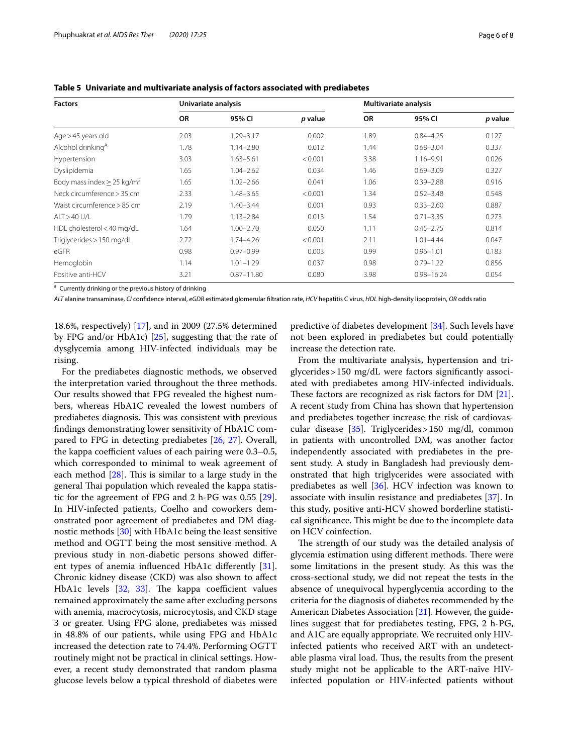**Table 5 Univariate and multivariate analysis of factors associated with prediabetes**

| Factors | Univariate analysis | | | Multivariate analysis | | |
|---|---|---|---|---|---|---|
| | OR | 95% CI | *p* value | OR | 95% CI | *p* value |
| Age > 45 years old | 2.03 | 1.29–3.17 | 0.002 | 1.89 | 0.84–4.25 | 0.127 |
| Alcohol drinking[A] | 1.78 | 1.14–2.80 | 0.012 | 1.44 | 0.68–3.04 | 0.337 |
| Hypertension | 3.03 | 1.63–5.61 | < 0.001 | 3.38 | 1.16–9.91 | 0.026 |
| Dyslipidemia | 1.65 | 1.04–2.62 | 0.034 | 1.46 | 0.69–3.09 | 0.327 |
| Body mass index ≥ 25 kg/m$^2$ | 1.65 | 1.02–2.66 | 0.041 | 1.06 | 0.39–2.88 | 0.916 |
| Neck circumference > 35 cm | 2.33 | 1.48–3.65 | < 0.001 | 1.34 | 0.52–3.48 | 0.548 |
| Waist circumference > 85 cm | 2.19 | 1.40–3.44 | 0.001 | 0.93 | 0.33–2.60 | 0.887 |
| ALT > 40 U/L | 1.79 | 1.13–2.84 | 0.013 | 1.54 | 0.71–3.35 | 0.273 |
| HDL cholesterol < 40 mg/dL | 1.64 | 1.00–2.70 | 0.050 | 1.11 | 0.45–2.75 | 0.814 |
| Triglycerides > 150 mg/dL | 2.72 | 1.74–4.26 | < 0.001 | 2.11 | 1.01–4.44 | 0.047 |
| eGFR | 0.98 | 0.97–0.99 | 0.003 | 0.99 | 0.96–1.01 | 0.183 |
| Hemoglobin | 1.14 | 1.01–1.29 | 0.037 | 0.98 | 0.79–1.22 | 0.856 |
| Positive anti-HCV | 3.21 | 0.87–11.80 | 0.080 | 3.98 | 0.98–16.24 | 0.054 |

[a] Currently drinking or the previous history of drinking

*ALT* alanine transaminase, *CI* confidence interval, *eGDR* estimated glomerular filtration rate, *HCV* hepatitis C virus, *HDL* high-density lipoprotein, *OR* odds ratio

18.6%, respectively) [17], and in 2009 (27.5% determined by FPG and/or HbA1c) [25], suggesting that the rate of dysglycemia among HIV-infected individuals may be rising.

For the prediabetes diagnostic methods, we observed the interpretation varied throughout the three methods. Our results showed that FPG revealed the highest numbers, whereas HbA1C revealed the lowest numbers of prediabetes diagnosis. This was consistent with previous findings demonstrating lower sensitivity of HbA1C compared to FPG in detecting prediabetes [26, 27]. Overall, the kappa coefficient values of each pairing were 0.3–0.5, which corresponded to minimal to weak agreement of each method [28]. This is similar to a large study in the general Thai population which revealed the kappa statistic for the agreement of FPG and 2 h-PG was 0.55 [29]. In HIV-infected patients, Coelho and coworkers demonstrated poor agreement of prediabetes and DM diagnostic methods [30] with HbA1c being the least sensitive method and OGTT being the most sensitive method. A previous study in non-diabetic persons showed different types of anemia influenced HbA1c differently [31]. Chronic kidney disease (CKD) was also shown to affect HbA1c levels [32, 33]. The kappa coefficient values remained approximately the same after excluding persons with anemia, macrocytosis, microcytosis, and CKD stage 3 or greater. Using FPG alone, prediabetes was missed in 48.8% of our patients, while using FPG and HbA1c increased the detection rate to 74.4%. Performing OGTT routinely might not be practical in clinical settings. However, a recent study demonstrated that random plasma glucose levels below a typical threshold of diabetes were predictive of diabetes development [34]. Such levels have not been explored in prediabetes but could potentially increase the detection rate.

From the multivariate analysis, hypertension and triglycerides > 150 mg/dL were factors significantly associated with prediabetes among HIV-infected individuals. These factors are recognized as risk factors for DM [21]. A recent study from China has shown that hypertension and prediabetes together increase the risk of cardiovascular disease [35]. Triglycerides > 150 mg/dl, common in patients with uncontrolled DM, was another factor independently associated with prediabetes in the present study. A study in Bangladesh had previously demonstrated that high triglycerides were associated with prediabetes as well [36]. HCV infection was known to associate with insulin resistance and prediabetes [37]. In this study, positive anti-HCV showed borderline statistical significance. This might be due to the incomplete data on HCV coinfection.

The strength of our study was the detailed analysis of glycemia estimation using different methods. There were some limitations in the present study. As this was the cross-sectional study, we did not repeat the tests in the absence of unequivocal hyperglycemia according to the criteria for the diagnosis of diabetes recommended by the American Diabetes Association [21]. However, the guidelines suggest that for prediabetes testing, FPG, 2 h-PG, and A1C are equally appropriate. We recruited only HIV-infected patients who received ART with an undetectable plasma viral load. Thus, the results from the present study might not be applicable to the ART-naïve HIV-infected population or HIV-infected patients without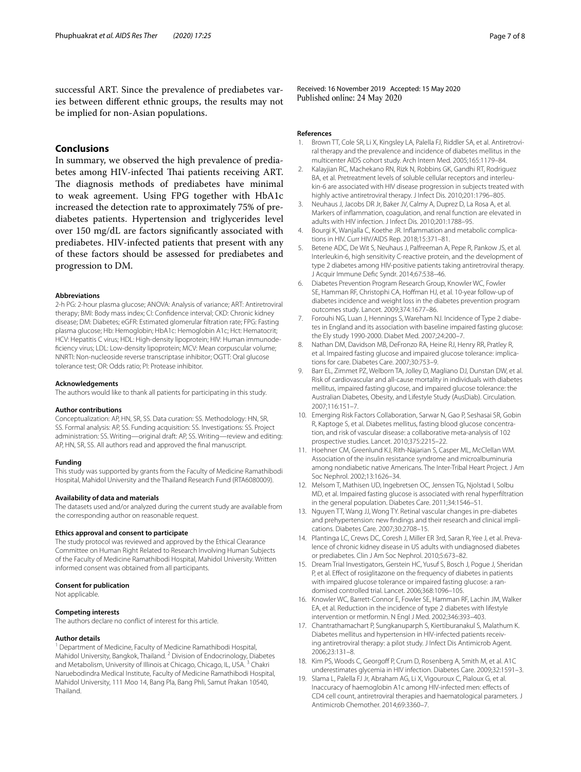successful ART. Since the prevalence of prediabetes varies between different ethnic groups, the results may not be implied for non-Asian populations.

## Conclusions

In summary, we observed the high prevalence of prediabetes among HIV-infected Thai patients receiving ART. The diagnosis methods of prediabetes have minimal to weak agreement. Using FPG together with HbA1c increased the detection rate to approximately 75% of prediabetes patients. Hypertension and triglycerides level over 150 mg/dL are factors significantly associated with prediabetes. HIV-infected patients that present with any of these factors should be assessed for prediabetes and progression to DM.

#### Abbreviations

2-h PG: 2-hour plasma glucose; ANOVA: Analysis of variance; ART: Antiretroviral therapy; BMI: Body mass index; CI: Confidence interval; CKD: Chronic kidney disease; DM: Diabetes; eGFR: Estimated glomerular filtration rate; FPG: Fasting plasma glucose; Hb: Hemoglobin; HbA1c: Hemoglobin A1c; Hct: Hematocrit; HCV: Hepatitis C virus; HDL: High-density lipoprotein; HIV: Human immunodeficiency virus; LDL: Low-density lipoprotein; MCV: Mean corpuscular volume; NNRTI: Non-nucleoside reverse transcriptase inhibitor; OGTT: Oral glucose tolerance test; OR: Odds ratio; PI: Protease inhibitor.

#### Acknowledgements

The authors would like to thank all patients for participating in this study.

#### Author contributions

Conceptualization: AP, HN, SR, SS. Data curation: SS. Methodology: HN, SR, SS. Formal analysis: AP, SS. Funding acquisition: SS. Investigations: SS. Project administration: SS. Writing—original draft: AP, SS. Writing—review and editing: AP, HN, SR, SS. All authors read and approved the final manuscript.

#### Funding

This study was supported by grants from the Faculty of Medicine Ramathibodi Hospital, Mahidol University and the Thailand Research Fund (RTA6080009).

#### Availability of data and materials

The datasets used and/or analyzed during the current study are available from the corresponding author on reasonable request.

#### Ethics approval and consent to participate

The study protocol was reviewed and approved by the Ethical Clearance Committee on Human Right Related to Research Involving Human Subjects of the Faculty of Medicine Ramathibodi Hospital, Mahidol University. Written informed consent was obtained from all participants.

#### Consent for publication

Not applicable.

#### Competing interests

The authors declare no conflict of interest for this article.

#### Author details

[1] Department of Medicine, Faculty of Medicine Ramathibodi Hospital, Mahidol University, Bangkok, Thailand. [2] Division of Endocrinology, Diabetes and Metabolism, University of Illinois at Chicago, Chicago, IL, USA. [3] Chakri Naruebodindra Medical Institute, Faculty of Medicine Ramathibodi Hospital, Mahidol University, 111 Moo 14, Bang Pla, Bang Phli, Samut Prakan 10540, Thailand.

Received: 16 November 2019 Accepted: 15 May 2020
Published online: 24 May 2020

#### References

1. Brown TT, Cole SR, Li X, Kingsley LA, Palella FJ, Riddler SA, et al. Antiretroviral therapy and the prevalence and incidence of diabetes mellitus in the multicenter AIDS cohort study. Arch Intern Med. 2005;165:1179–84.
2. Kalayjian RC, Machekano RN, Rizk N, Robbins GK, Gandhi RT, Rodriguez BA, et al. Pretreatment levels of soluble cellular receptors and interleukin-6 are associated with HIV disease progression in subjects treated with highly active antiretroviral therapy. J Infect Dis. 2010;201:1796–805.
3. Neuhaus J, Jacobs DR Jr, Baker JV, Calmy A, Duprez D, La Rosa A, et al. Markers of inflammation, coagulation, and renal function are elevated in adults with HIV infection. J Infect Dis. 2010;201:1788–95.
4. Bourgi K, Wanjalla C, Koethe JR. Inflammation and metabolic complications in HIV. Curr HIV/AIDS Rep. 2018;15:371–81.
5. Betene ADC, De Wit S, Neuhaus J, Palfreeman A, Pepe R, Pankow JS, et al. Interleukin-6, high sensitivity C-reactive protein, and the development of type 2 diabetes among HIV-positive patients taking antiretroviral therapy. J Acquir Immune Defic Syndr. 2014;67:538–46.
6. Diabetes Prevention Program Research Group, Knowler WC, Fowler SE, Hamman RF, Christophi CA, Hoffman HJ, et al. 10-year follow-up of diabetes incidence and weight loss in the diabetes prevention program outcomes study. Lancet. 2009;374:1677–86.
7. Forouhi NG, Luan J, Hennings S, Wareham NJ. Incidence of Type 2 diabetes in England and its association with baseline impaired fasting glucose: the Ely study 1990-2000. Diabet Med. 2007;24:200–7.
8. Nathan DM, Davidson MB, DeFronzo RA, Heine RJ, Henry RR, Pratley R, et al. Impaired fasting glucose and impaired glucose tolerance: implications for care. Diabetes Care. 2007;30:753–9.
9. Barr EL, Zimmet PZ, Welborn TA, Jolley D, Magliano DJ, Dunstan DW, et al. Risk of cardiovascular and all-cause mortality in individuals with diabetes mellitus, impaired fasting glucose, and impaired glucose tolerance: the Australian Diabetes, Obesity, and Lifestyle Study (AusDiab). Circulation. 2007;116:151–7.
10. Emerging Risk Factors Collaboration, Sarwar N, Gao P, Seshasai SR, Gobin R, Kaptoge S, et al. Diabetes mellitus, fasting blood glucose concentration, and risk of vascular disease: a collaborative meta-analysis of 102 prospective studies. Lancet. 2010;375:2215–22.
11. Hoehner CM, Greenlund KJ, Rith-Najarian S, Casper ML, McClellan WM. Association of the insulin resistance syndrome and microalbuminuria among nondiabetic native Americans. The Inter-Tribal Heart Project. J Am Soc Nephrol. 2002;13:1626–34.
12. Melsom T, Mathisen UD, Ingebretsen OC, Jenssen TG, Njolstad I, Solbu MD, et al. Impaired fasting glucose is associated with renal hyperfiltration in the general population. Diabetes Care. 2011;34:1546–51.
13. Nguyen TT, Wang JJ, Wong TY. Retinal vascular changes in pre-diabetes and prehypertension: new findings and their research and clinical implications. Diabetes Care. 2007;30:2708–15.
14. Plantinga LC, Crews DC, Coresh J, Miller ER 3rd, Saran R, Yee J, et al. Prevalence of chronic kidney disease in US adults with undiagnosed diabetes or prediabetes. Clin J Am Soc Nephrol. 2010;5:673–82.
15. Dream Trial Investigators, Gerstein HC, Yusuf S, Bosch J, Pogue J, Sheridan P, et al. Effect of rosiglitazone on the frequency of diabetes in patients with impaired glucose tolerance or impaired fasting glucose: a randomised controlled trial. Lancet. 2006;368:1096–105.
16. Knowler WC, Barrett-Connor E, Fowler SE, Hamman RF, Lachin JM, Walker EA, et al. Reduction in the incidence of type 2 diabetes with lifestyle intervention or metformin. N Engl J Med. 2002;346:393–403.
17. Chantrathamachart P, Sungkanuparph S, Kiertiburanakul S, Malathum K. Diabetes mellitus and hypertension in HIV-infected patients receiving antiretroviral therapy: a pilot study. J Infect Dis Antimicrob Agent. 2006;23:131–8.
18. Kim PS, Woods C, Georgoff P, Crum D, Rosenberg A, Smith M, et al. A1C underestimates glycemia in HIV infection. Diabetes Care. 2009;32:1591–3.
19. Slama L, Palella FJ Jr, Abraham AG, Li X, Vigouroux C, Pialoux G, et al. Inaccuracy of haemoglobin A1c among HIV-infected men: effects of CD4 cell count, antiretroviral therapies and haematological parameters. J Antimicrob Chemother. 2014;69:3360–7.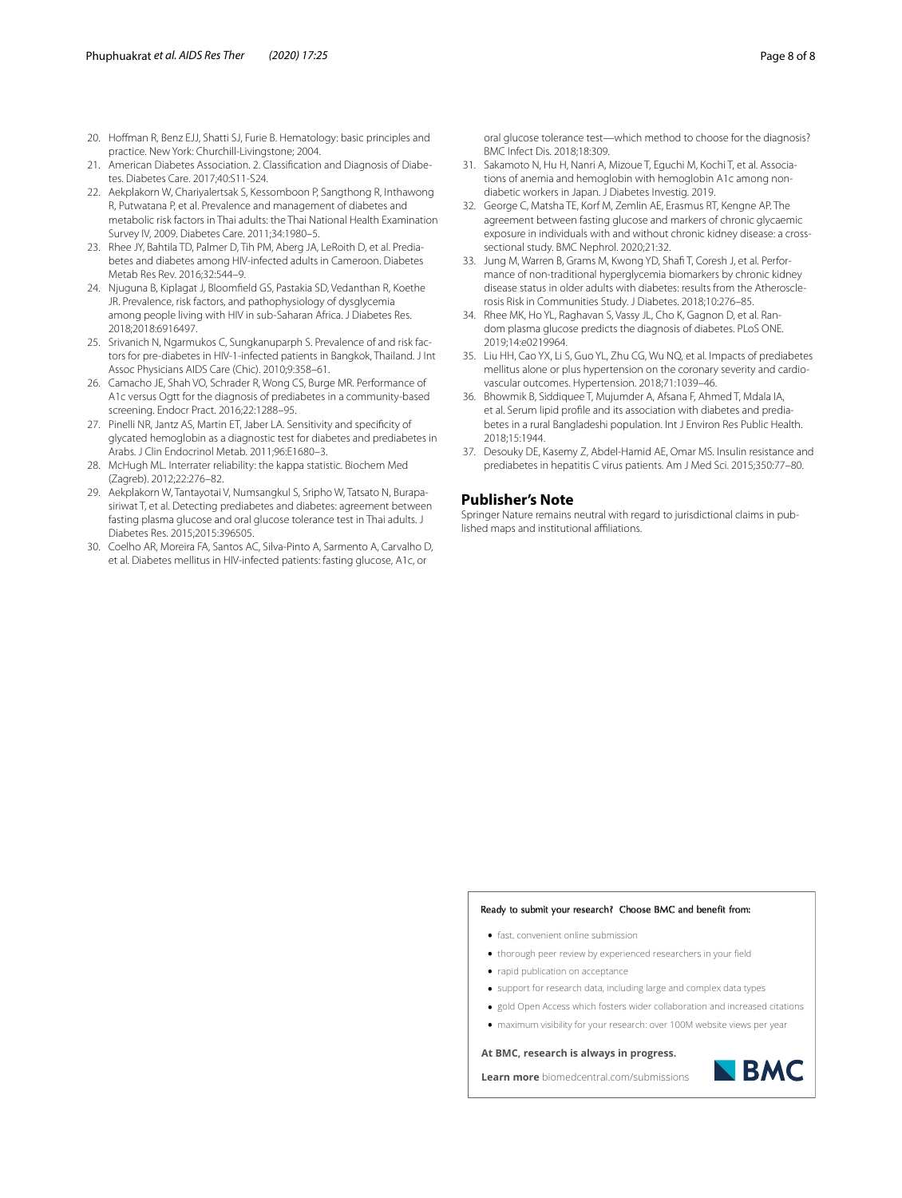20. Hoffman R, Benz EJJ, Shatti SJ, Furie B. Hematology: basic principles and practice. New York: Churchill-Livingstone; 2004.
21. American Diabetes Association. 2. Classification and Diagnosis of Diabetes. Diabetes Care. 2017;40:S11-S24.
22. Aekplakorn W, Chariyalertsak S, Kessomboon P, Sangthong R, Inthawong R, Putwatana P, et al. Prevalence and management of diabetes and metabolic risk factors in Thai adults: the Thai National Health Examination Survey IV, 2009. Diabetes Care. 2011;34:1980–5.
23. Rhee JY, Bahtila TD, Palmer D, Tih PM, Aberg JA, LeRoith D, et al. Prediabetes and diabetes among HIV-infected adults in Cameroon. Diabetes Metab Res Rev. 2016;32:544–9.
24. Njuguna B, Kiplagat J, Bloomfield GS, Pastakia SD, Vedanthan R, Koethe JR. Prevalence, risk factors, and pathophysiology of dysglycemia among people living with HIV in sub-Saharan Africa. J Diabetes Res. 2018;2018:6916497.
25. Srivanich N, Ngarmukos C, Sungkanuparph S. Prevalence of and risk factors for pre-diabetes in HIV-1-infected patients in Bangkok, Thailand. J Int Assoc Physicians AIDS Care (Chic). 2010;9:358–61.
26. Camacho JE, Shah VO, Schrader R, Wong CS, Burge MR. Performance of A1c versus Ogtt for the diagnosis of prediabetes in a community-based screening. Endocr Pract. 2016;22:1288–95.
27. Pinelli NR, Jantz AS, Martin ET, Jaber LA. Sensitivity and specificity of glycated hemoglobin as a diagnostic test for diabetes and prediabetes in Arabs. J Clin Endocrinol Metab. 2011;96:E1680–3.
28. McHugh ML. Interrater reliability: the kappa statistic. Biochem Med (Zagreb). 2012;22:276–82.
29. Aekplakorn W, Tantayotai V, Numsangkul S, Sripho W, Tatsato N, Burapasiriwat T, et al. Detecting prediabetes and diabetes: agreement between fasting plasma glucose and oral glucose tolerance test in Thai adults. J Diabetes Res. 2015;2015:396505.
30. Coelho AR, Moreira FA, Santos AC, Silva-Pinto A, Sarmento A, Carvalho D, et al. Diabetes mellitus in HIV-infected patients: fasting glucose, A1c, or oral glucose tolerance test—which method to choose for the diagnosis? BMC Infect Dis. 2018;18:309.
31. Sakamoto N, Hu H, Nanri A, Mizoue T, Eguchi M, Kochi T, et al. Associations of anemia and hemoglobin with hemoglobin A1c among non-diabetic workers in Japan. J Diabetes Investig. 2019.
32. George C, Matsha TE, Korf M, Zemlin AE, Erasmus RT, Kengne AP. The agreement between fasting glucose and markers of chronic glycaemic exposure in individuals with and without chronic kidney disease: a cross-sectional study. BMC Nephrol. 2020;21:32.
33. Jung M, Warren B, Grams M, Kwong YD, Shafi T, Coresh J, et al. Performance of non-traditional hyperglycemia biomarkers by chronic kidney disease status in older adults with diabetes: results from the Atherosclerosis Risk in Communities Study. J Diabetes. 2018;10:276–85.
34. Rhee MK, Ho YL, Raghavan S, Vassy JL, Cho K, Gagnon D, et al. Random plasma glucose predicts the diagnosis of diabetes. PLoS ONE. 2019;14:e0219964.
35. Liu HH, Cao YX, Li S, Guo YL, Zhu CG, Wu NQ, et al. Impacts of prediabetes mellitus alone or plus hypertension on the coronary severity and cardiovascular outcomes. Hypertension. 2018;71:1039–46.
36. Bhowmik B, Siddiquee T, Mujumder A, Afsana F, Ahmed T, Mdala IA, et al. Serum lipid profile and its association with diabetes and prediabetes in a rural Bangladeshi population. Int J Environ Res Public Health. 2018;15:1944.
37. Desouky DE, Kasemy Z, Abdel-Hamid AE, Omar MS. Insulin resistance and prediabetes in hepatitis C virus patients. Am J Med Sci. 2015;350:77–80.

## Publisher's Note

Springer Nature remains neutral with regard to jurisdictional claims in published maps and institutional affiliations.

Ready to submit your research? Choose BMC and benefit from:

- fast, convenient online submission
- thorough peer review by experienced researchers in your field
- rapid publication on acceptance
- support for research data, including large and complex data types
- gold Open Access which fosters wider collaboration and increased citations
- maximum visibility for your research: over 100M website views per year

**At BMC, research is always in progress.**

**Learn more** biomedcentral.com/submissions

BMC